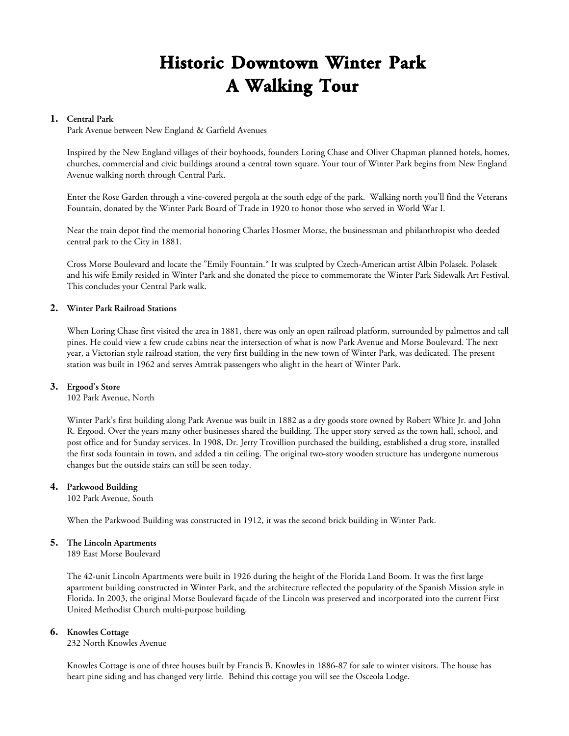# Historic Downtown Winter Park
# A Walking Tour

## 1. Central Park

Park Avenue between New England & Garfield Avenues

Inspired by the New England villages of their boyhoods, founders Loring Chase and Oliver Chapman planned hotels, homes, churches, commercial and civic buildings around a central town square. Your tour of Winter Park begins from New England Avenue walking north through Central Park.

Enter the Rose Garden through a vine-covered pergola at the south edge of the park. Walking north you'll find the Veterans Fountain, donated by the Winter Park Board of Trade in 1920 to honor those who served in World War I.

Near the train depot find the memorial honoring Charles Hosmer Morse, the businessman and philanthropist who deeded central park to the City in 1881.

Cross Morse Boulevard and locate the "Emily Fountain." It was sculpted by Czech-American artist Albin Polasek. Polasek and his wife Emily resided in Winter Park and she donated the piece to commemorate the Winter Park Sidewalk Art Festival. This concludes your Central Park walk.

## 2. Winter Park Railroad Stations

When Loring Chase first visited the area in 1881, there was only an open railroad platform, surrounded by palmettos and tall pines. He could view a few crude cabins near the intersection of what is now Park Avenue and Morse Boulevard. The next year, a Victorian style railroad station, the very first building in the new town of Winter Park, was dedicated. The present station was built in 1962 and serves Amtrak passengers who alight in the heart of Winter Park.

## 3. Ergood's Store

102 Park Avenue, North

Winter Park's first building along Park Avenue was built in 1882 as a dry goods store owned by Robert White Jr. and John R. Ergood. Over the years many other businesses shared the building. The upper story served as the town hall, school, and post office and for Sunday services. In 1908, Dr. Jerry Trovillion purchased the building, established a drug store, installed the first soda fountain in town, and added a tin ceiling. The original two-story wooden structure has undergone numerous changes but the outside stairs can still be seen today.

## 4. Parkwood Building

102 Park Avenue, South

When the Parkwood Building was constructed in 1912, it was the second brick building in Winter Park.

## 5. The Lincoln Apartments

189 East Morse Boulevard

The 42-unit Lincoln Apartments were built in 1926 during the height of the Florida Land Boom. It was the first large apartment building constructed in Winter Park, and the architecture reflected the popularity of the Spanish Mission style in Florida. In 2003, the original Morse Boulevard façade of the Lincoln was preserved and incorporated into the current First United Methodist Church multi-purpose building.

## 6. Knowles Cottage

232 North Knowles Avenue

Knowles Cottage is one of three houses built by Francis B. Knowles in 1886-87 for sale to winter visitors. The house has heart pine siding and has changed very little. Behind this cottage you will see the Osceola Lodge.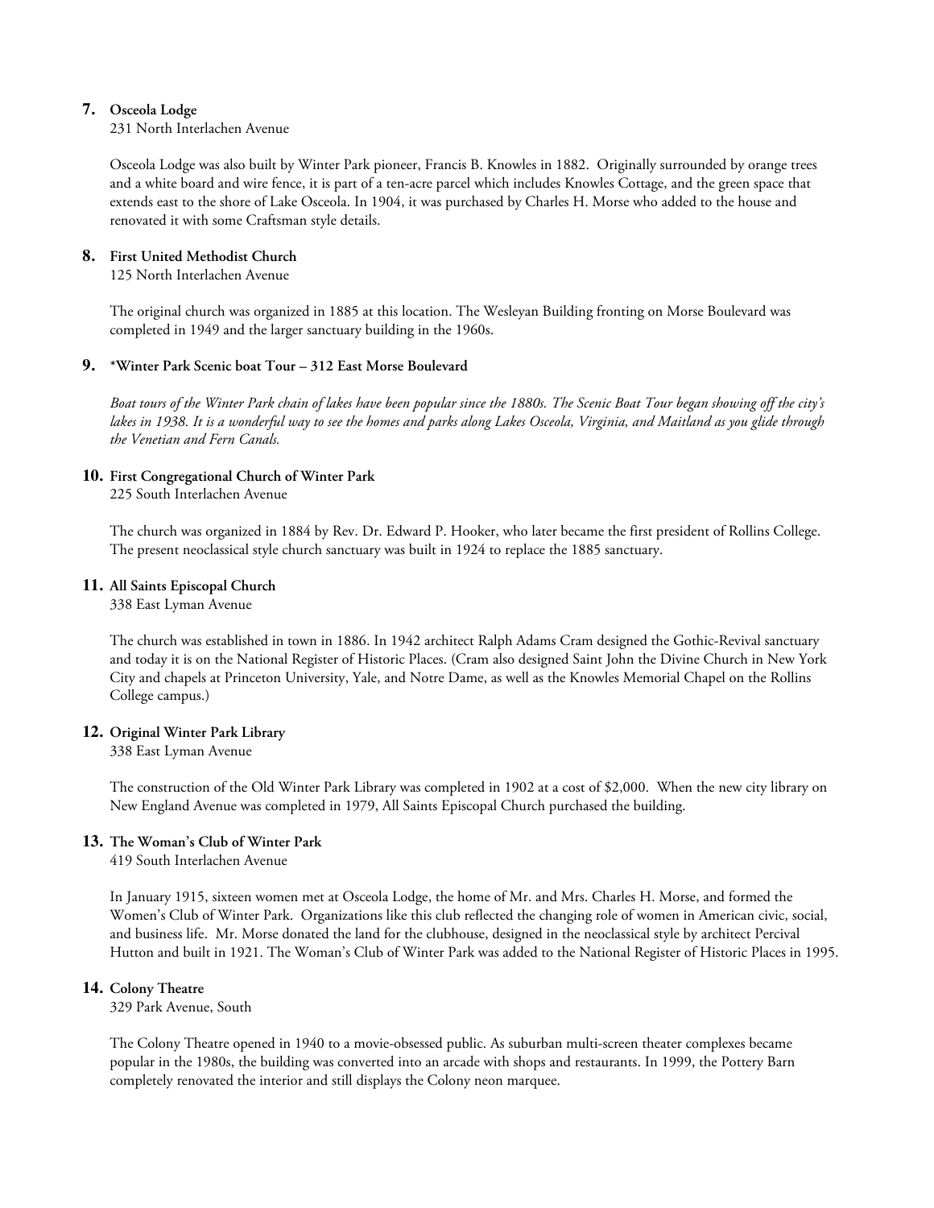**7. Osceola Lodge**
231 North Interlachen Avenue

Osceola Lodge was also built by Winter Park pioneer, Francis B. Knowles in 1882. Originally surrounded by orange trees and a white board and wire fence, it is part of a ten-acre parcel which includes Knowles Cottage, and the green space that extends east to the shore of Lake Osceola. In 1904, it was purchased by Charles H. Morse who added to the house and renovated it with some Craftsman style details.

**8. First United Methodist Church**
125 North Interlachen Avenue

The original church was organized in 1885 at this location. The Wesleyan Building fronting on Morse Boulevard was completed in 1949 and the larger sanctuary building in the 1960s.

**9. *Winter Park Scenic boat Tour – 312 East Morse Boulevard**

*Boat tours of the Winter Park chain of lakes have been popular since the 1880s. The Scenic Boat Tour began showing off the city's lakes in 1938. It is a wonderful way to see the homes and parks along Lakes Osceola, Virginia, and Maitland as you glide through the Venetian and Fern Canals.*

**10. First Congregational Church of Winter Park**
225 South Interlachen Avenue

The church was organized in 1884 by Rev. Dr. Edward P. Hooker, who later became the first president of Rollins College. The present neoclassical style church sanctuary was built in 1924 to replace the 1885 sanctuary.

**11. All Saints Episcopal Church**
338 East Lyman Avenue

The church was established in town in 1886. In 1942 architect Ralph Adams Cram designed the Gothic-Revival sanctuary and today it is on the National Register of Historic Places. (Cram also designed Saint John the Divine Church in New York City and chapels at Princeton University, Yale, and Notre Dame, as well as the Knowles Memorial Chapel on the Rollins College campus.)

**12. Original Winter Park Library**
338 East Lyman Avenue

The construction of the Old Winter Park Library was completed in 1902 at a cost of $2,000. When the new city library on New England Avenue was completed in 1979, All Saints Episcopal Church purchased the building.

**13. The Woman's Club of Winter Park**
419 South Interlachen Avenue

In January 1915, sixteen women met at Osceola Lodge, the home of Mr. and Mrs. Charles H. Morse, and formed the Women's Club of Winter Park. Organizations like this club reflected the changing role of women in American civic, social, and business life. Mr. Morse donated the land for the clubhouse, designed in the neoclassical style by architect Percival Hutton and built in 1921. The Woman's Club of Winter Park was added to the National Register of Historic Places in 1995.

**14. Colony Theatre**
329 Park Avenue, South

The Colony Theatre opened in 1940 to a movie-obsessed public. As suburban multi-screen theater complexes became popular in the 1980s, the building was converted into an arcade with shops and restaurants. In 1999, the Pottery Barn completely renovated the interior and still displays the Colony neon marquee.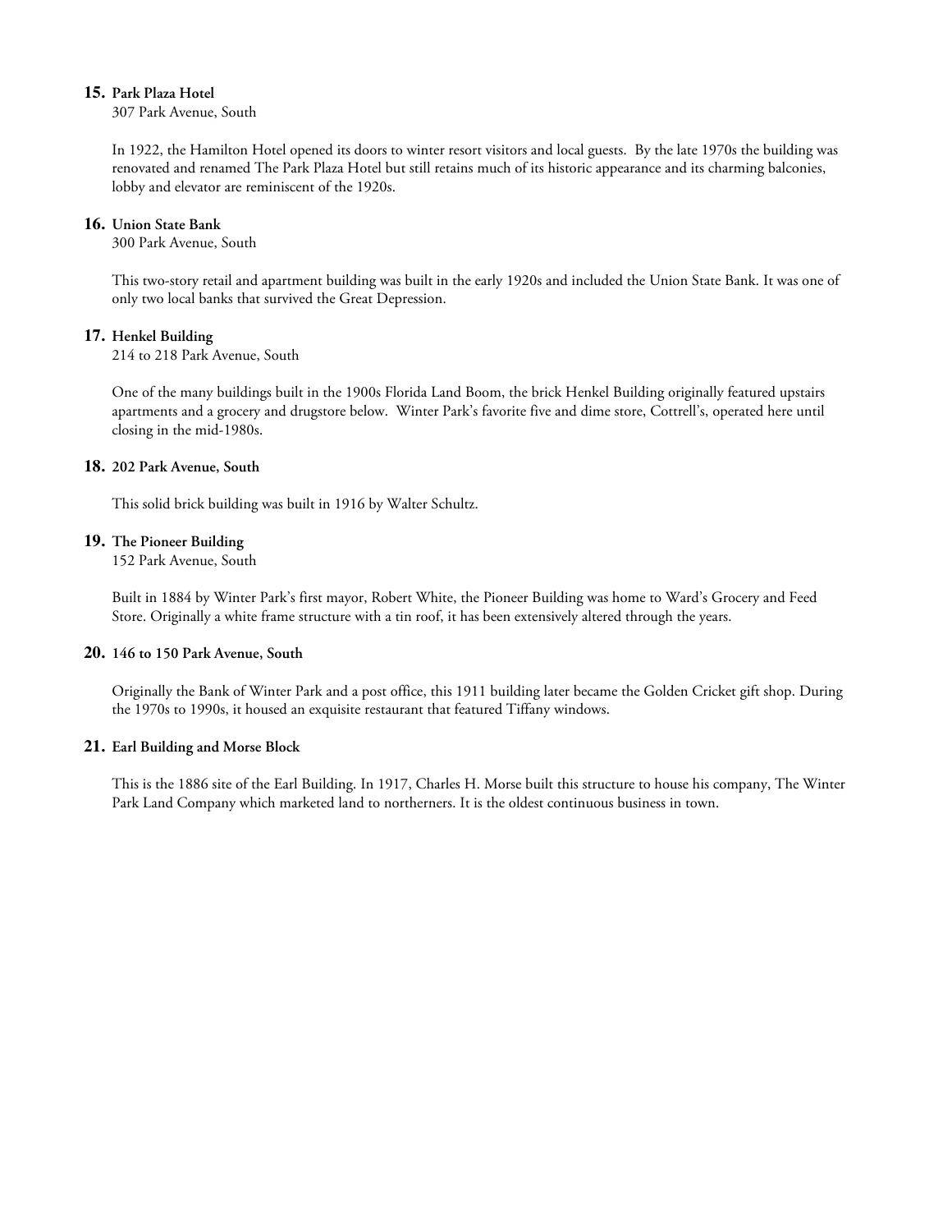**15. Park Plaza Hotel**
307 Park Avenue, South

In 1922, the Hamilton Hotel opened its doors to winter resort visitors and local guests. By the late 1970s the building was renovated and renamed The Park Plaza Hotel but still retains much of its historic appearance and its charming balconies, lobby and elevator are reminiscent of the 1920s.

**16. Union State Bank**
300 Park Avenue, South

This two-story retail and apartment building was built in the early 1920s and included the Union State Bank. It was one of only two local banks that survived the Great Depression.

**17. Henkel Building**
214 to 218 Park Avenue, South

One of the many buildings built in the 1900s Florida Land Boom, the brick Henkel Building originally featured upstairs apartments and a grocery and drugstore below. Winter Park's favorite five and dime store, Cottrell's, operated here until closing in the mid-1980s.

**18. 202 Park Avenue, South**

This solid brick building was built in 1916 by Walter Schultz.

**19. The Pioneer Building**
152 Park Avenue, South

Built in 1884 by Winter Park's first mayor, Robert White, the Pioneer Building was home to Ward's Grocery and Feed Store. Originally a white frame structure with a tin roof, it has been extensively altered through the years.

**20. 146 to 150 Park Avenue, South**

Originally the Bank of Winter Park and a post office, this 1911 building later became the Golden Cricket gift shop. During the 1970s to 1990s, it housed an exquisite restaurant that featured Tiffany windows.

**21. Earl Building and Morse Block**

This is the 1886 site of the Earl Building. In 1917, Charles H. Morse built this structure to house his company, The Winter Park Land Company which marketed land to northerners. It is the oldest continuous business in town.